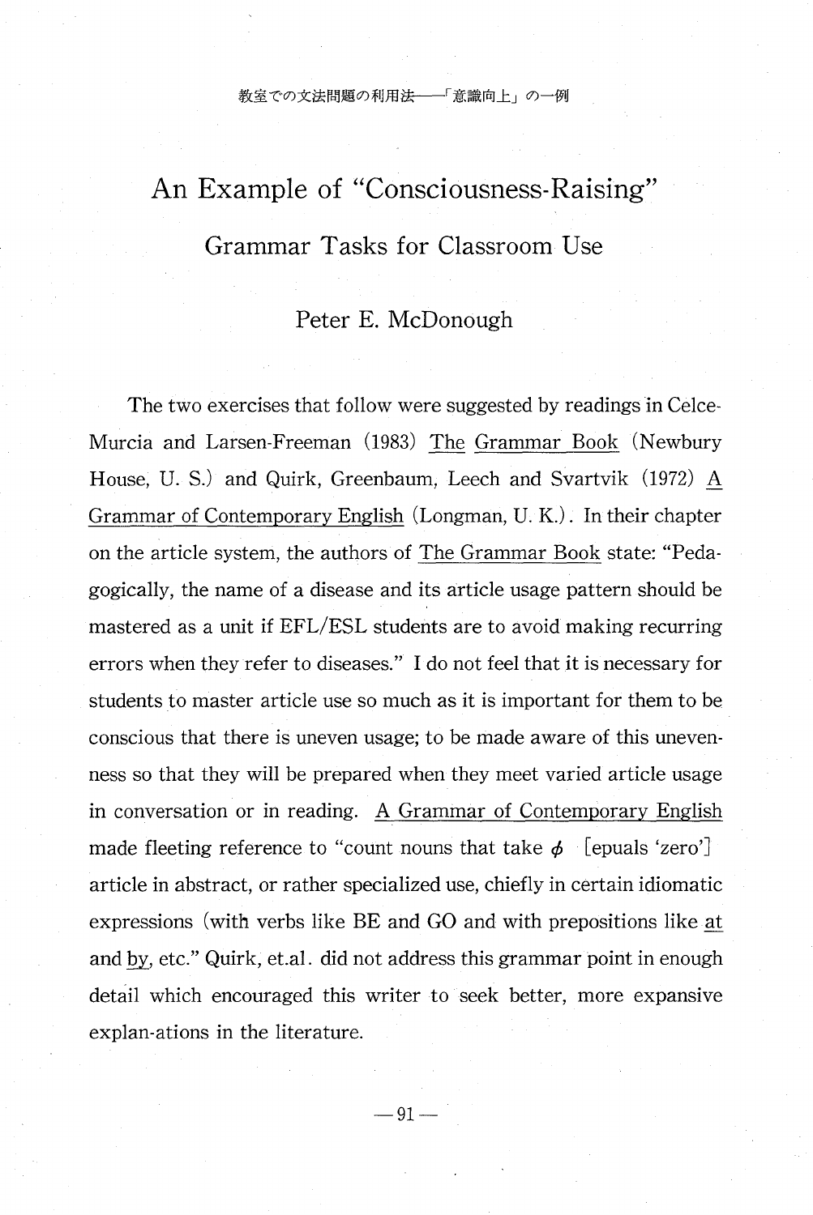教室での文法問題の利用法——「意識向上」の一例

# An Example of "Consciousness-Raising"

## Grammar Tasks for Classroom Use

### Peter E. McDonough

The two exercises that follow were suggested by readings in Celce-Murcia and Larsen-Freeman (1983) The Grammar Book (Newbury House, U. S.) and Quirk, Greenbaum, Leech and Svartvik (1972) A Grammar of Contemporary English (Longman, U. K.). In their chapter on the article system, the authors of The Grammar Book state: "Pedagogically, the name of a disease and its article usage pattern should be mastered as a unit if EFL/ESL students are to avoid making recurring errors when they refer to diseases." I do not feel that it is necessary for students to master article use so much as it is important for them to be conscious that there is uneven usage; to be made aware of this unevenness so that they will be prepared when they meet varied article usage in conversation or in reading. A Grammar of Contemporary English made fleeting reference to "count nouns that take $\phi$ [epuals 'zero'] article in abstract, or rather specialized use, chiefly in certain idiomatic expressions (with verbs like BE and GO and with prepositions like at and by, etc." Quirk, et.al. did not address this grammar point in enough detail which encouraged this writer to seek better, more expansive explan-ations in the literature.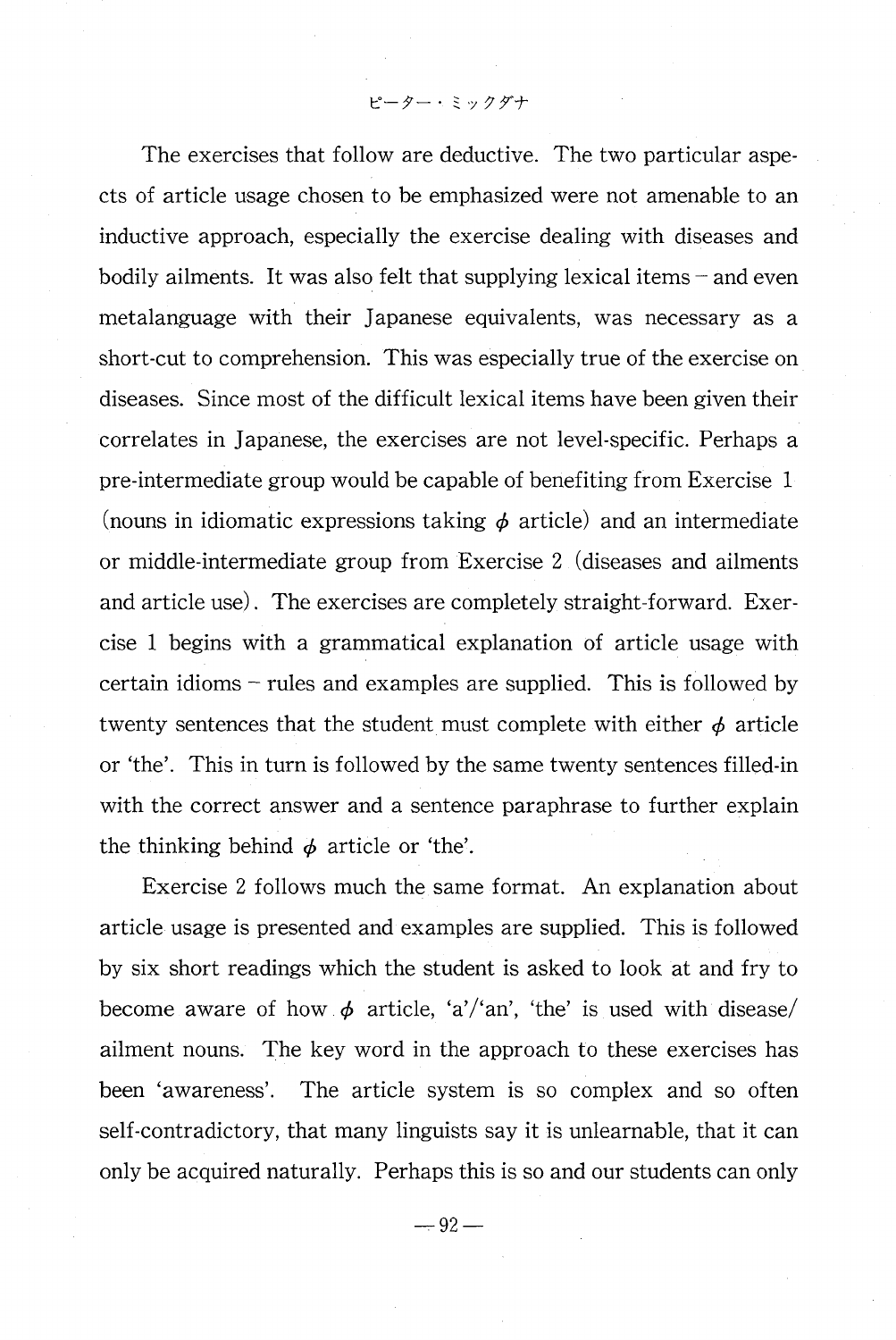The exercises that follow are deductive. The two particular aspects of article usage chosen to be emphasized were not amenable to an inductive approach, especially the exercise dealing with diseases and bodily ailments. It was also felt that supplying lexical items – and even metalanguage with their Japanese equivalents, was necessary as a short-cut to comprehension. This was especially true of the exercise on diseases. Since most of the difficult lexical items have been given their correlates in Japanese, the exercises are not level-specific. Perhaps a pre-intermediate group would be capable of benefiting from Exercise 1 (nouns in idiomatic expressions taking $\phi$ article) and an intermediate or middle-intermediate group from Exercise 2 (diseases and ailments and article use). The exercises are completely straight-forward. Exercise 1 begins with a grammatical explanation of article usage with certain idioms – rules and examples are supplied. This is followed by twenty sentences that the student must complete with either $\phi$ article or 'the'. This in turn is followed by the same twenty sentences filled-in with the correct answer and a sentence paraphrase to further explain the thinking behind $\phi$ article or 'the'.

Exercise 2 follows much the same format. An explanation about article usage is presented and examples are supplied. This is followed by six short readings which the student is asked to look at and fry to become aware of how $\phi$ article, 'a'/'an', 'the' is used with disease/ailment nouns. The key word in the approach to these exercises has been 'awareness'. The article system is so complex and so often self-contradictory, that many linguists say it is unlearnable, that it can only be acquired naturally. Perhaps this is so and our students can only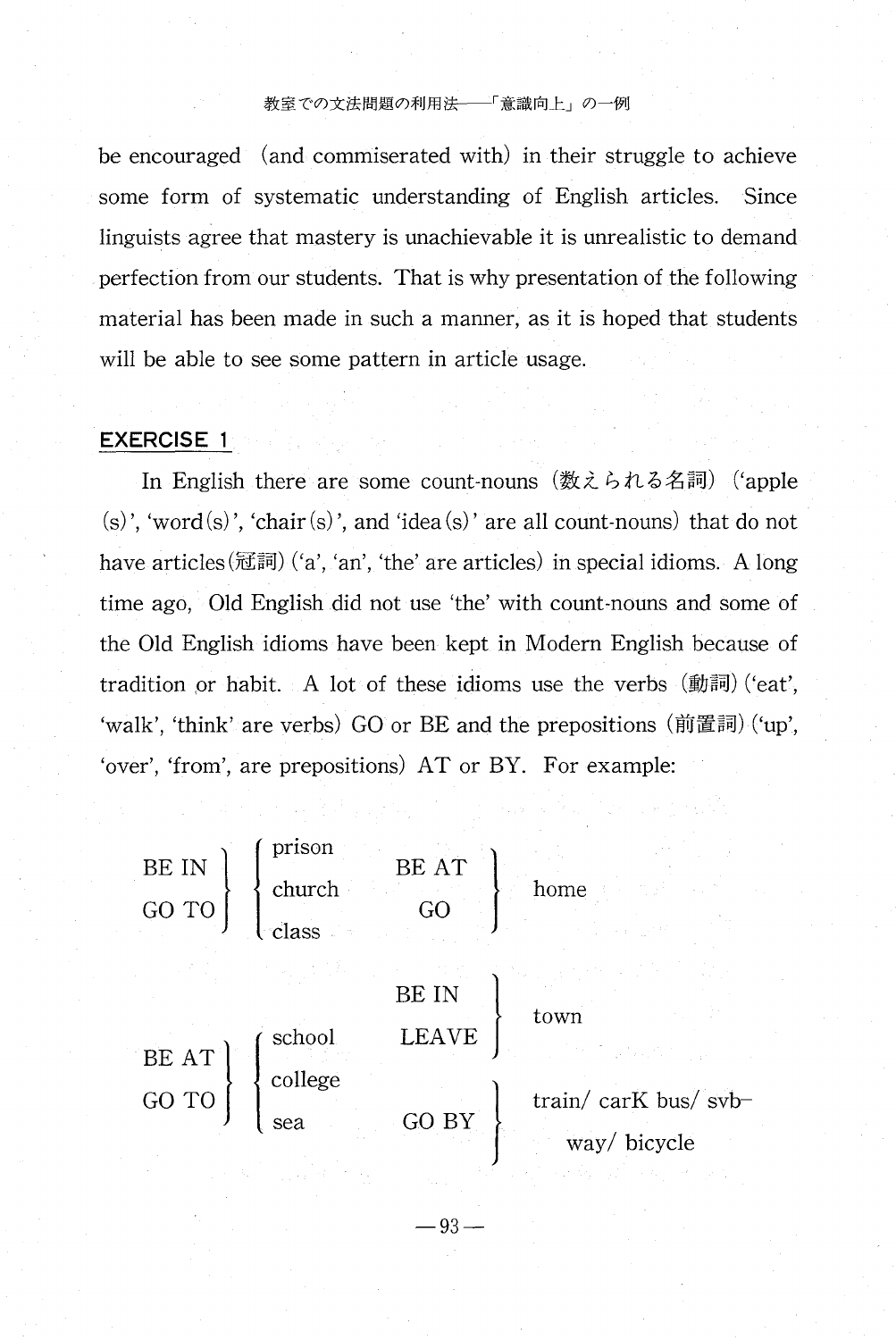be encouraged (and commiserated with) in their struggle to achieve some form of systematic understanding of English articles. Since linguists agree that mastery is unachievable it is unrealistic to demand perfection from our students. That is why presentation of the following material has been made in such a manner, as it is hoped that students will be able to see some pattern in article usage.

## EXERCISE 1

In English there are some count-nouns (数えられる名詞) ('apple(s)', 'word(s)', 'chair(s)', and 'idea(s)' are all count-nouns) that do not have articles(冠詞) ('a', 'an', 'the' are articles) in special idioms. A long time ago, Old English did not use 'the' with count-nouns and some of the Old English idioms have been kept in Modern English because of tradition or habit. A lot of these idioms use the verbs (動詞) ('eat', 'walk', 'think' are verbs) GO or BE and the prepositions (前置詞) ('up', 'over', 'from', are prepositions) AT or BY. For example:

- BE IN / GO TO → prison / church / class
- BE AT / GO → home
- BE IN / LEAVE → town
- BE AT / GO TO → school / college / sea
- GO BY → train/ carK bus/ svb-way/ bicycle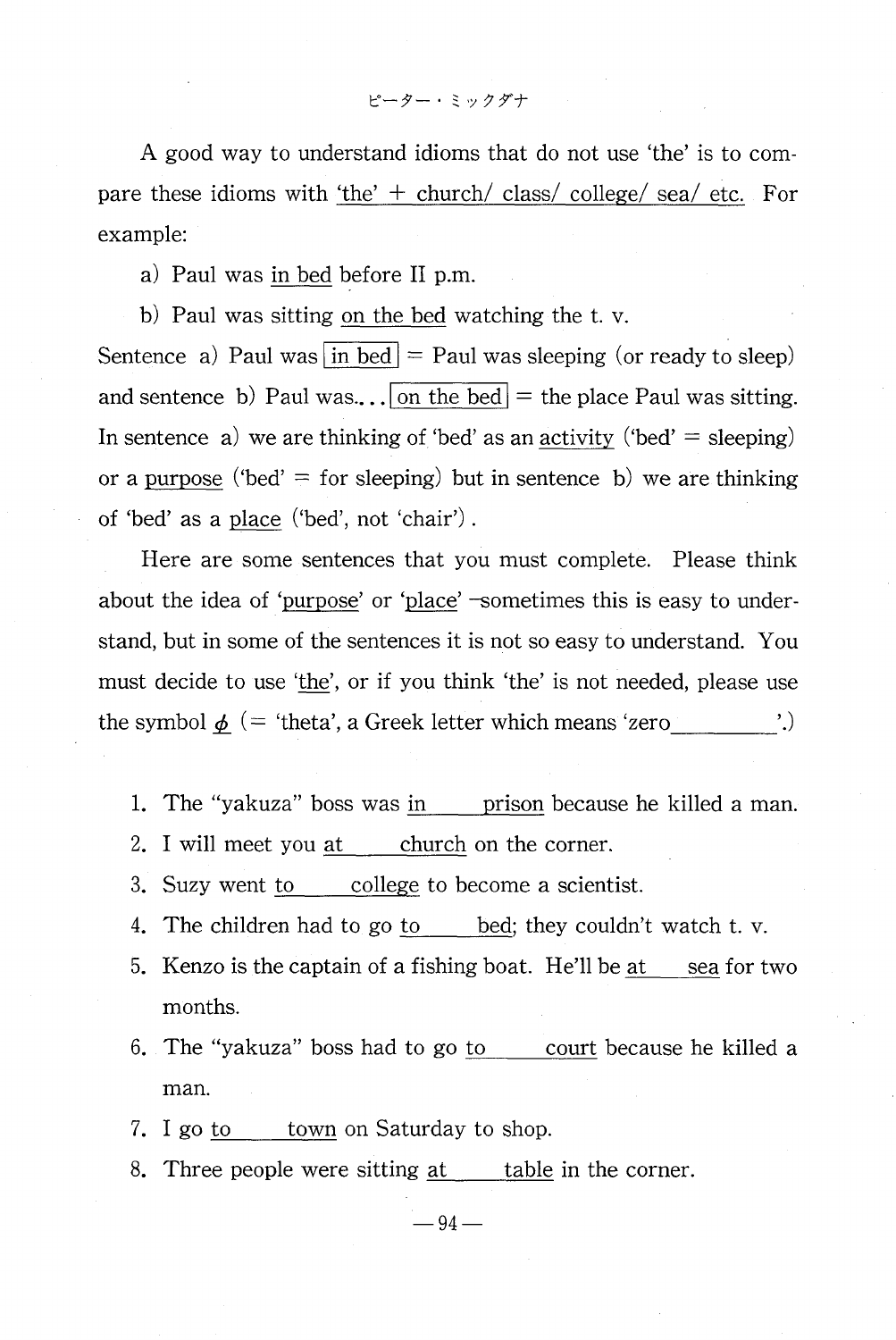A good way to understand idioms that do not use 'the' is to compare these idioms with <u>'the' + church/ class/ college/ sea/ etc.</u> For example:

a) Paul was <u>in bed</u> before II p.m.

b) Paul was sitting <u>on the bed</u> watching the t. v.

Sentence a) Paul was [in bed] = Paul was sleeping (or ready to sleep) and sentence b) Paul was... [on the bed] = the place Paul was sitting. In sentence a) we are thinking of 'bed' as an <u>activity</u> ('bed' = sleeping) or a <u>purpose</u> ('bed' = for sleeping) but in sentence b) we are thinking of 'bed' as a <u>place</u> ('bed', not 'chair').

Here are some sentences that you must complete. Please think about the idea of '<u>purpose</u>' or '<u>place</u>' —sometimes this is easy to understand, but in some of the sentences it is not so easy to understand. You must decide to use '<u>the</u>', or if you think 'the' is not needed, please use the symbol <u>φ</u> (= 'theta', a Greek letter which means 'zero________'.)

1. The "yakuza" boss was <u>in ____ prison</u> because he killed a man.
2. I will meet you <u>at ____ church</u> on the corner.
3. Suzy went <u>to ____ college</u> to become a scientist.
4. The children had to go <u>to ____ bed</u>; they couldn't watch t. v.
5. Kenzo is the captain of a fishing boat. He'll be <u>at ____ sea</u> for two months.
6. The "yakuza" boss had to go <u>to ____ court</u> because he killed a man.
7. I go <u>to ____ town</u> on Saturday to shop.
8. Three people were sitting <u>at ____ table</u> in the corner.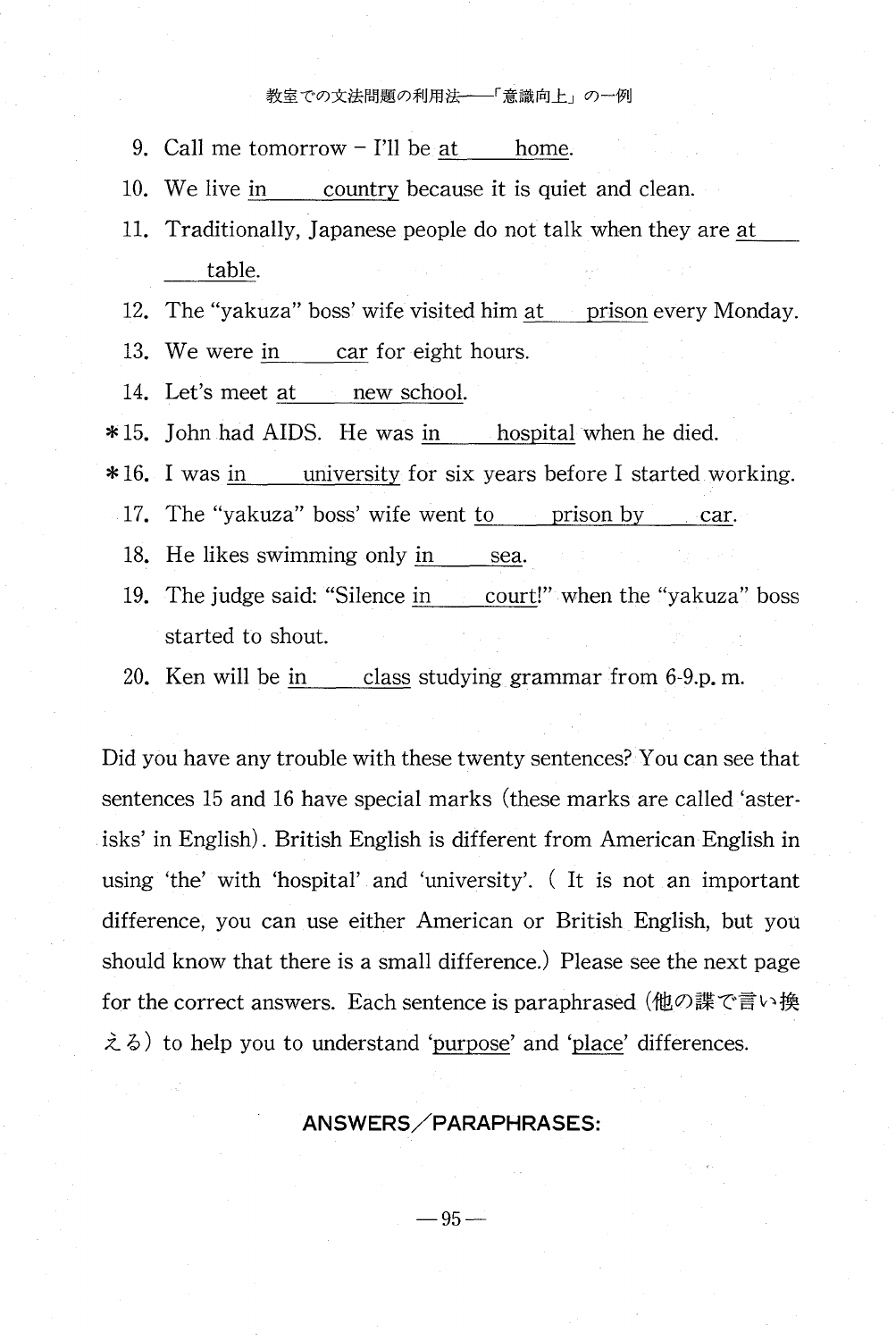9. Call me tomorrow – I'll be at \_\_\_\_ home.
10. We live in \_\_\_\_ country because it is quiet and clean.
11. Traditionally, Japanese people do not talk when they are at \_\_\_\_ table.
12. The "yakuza" boss' wife visited him at \_\_\_\_ prison every Monday.
13. We were in \_\_\_\_ car for eight hours.
14. Let's meet at \_\_\_\_ new school.

*15. John had AIDS. He was in \_\_\_\_ hospital when he died.

*16. I was in \_\_\_\_ university for six years before I started working.

17. The "yakuza" boss' wife went to \_\_\_\_ prison by \_\_\_\_ car.
18. He likes swimming only in \_\_\_\_ sea.
19. The judge said: "Silence in \_\_\_\_ court!" when the "yakuza" boss started to shout.
20. Ken will be in \_\_\_\_ class studying grammar from 6-9.p.m.

Did you have any trouble with these twenty sentences? You can see that sentences 15 and 16 have special marks (these marks are called 'asterisks' in English). British English is different from American English in using 'the' with 'hospital' and 'university'. ( It is not an important difference, you can use either American or British English, but you should know that there is a small difference.) Please see the next page for the correct answers. Each sentence is paraphrased (他の語で言い換える) to help you to understand 'purpose' and 'place' differences.

## ANSWERS／PARAPHRASES: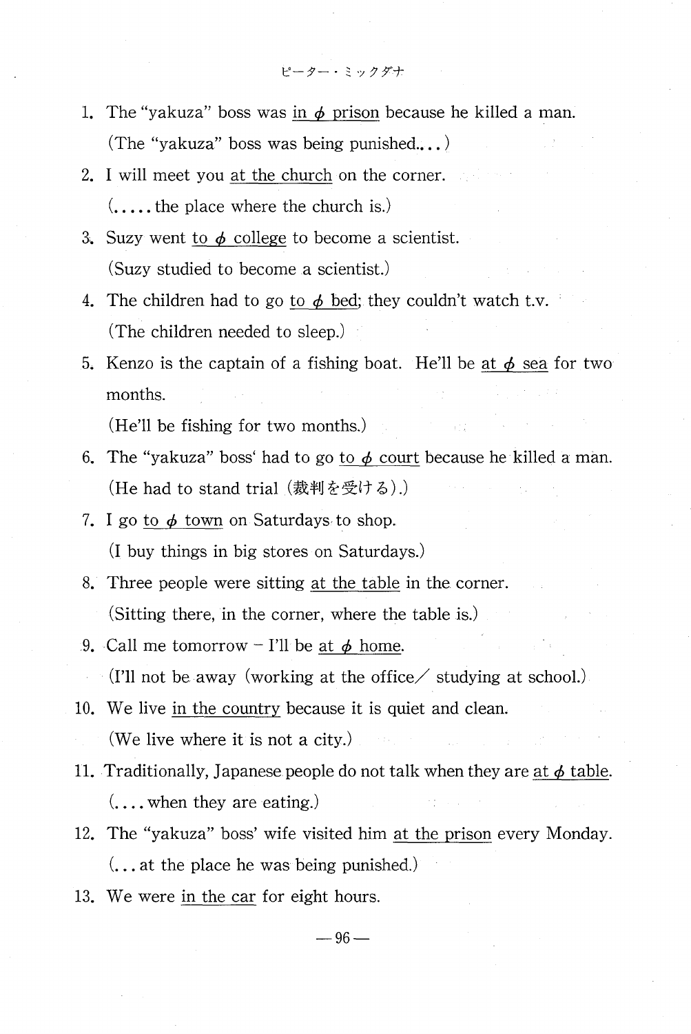1. The "yakuza" boss was <u>in $\phi$ prison</u> because he killed a man.
   (The "yakuza" boss was being punished....)
2. I will meet you <u>at the church</u> on the corner.
   (..... the place where the church is.)
3. Suzy went <u>to $\phi$ college</u> to become a scientist.
   (Suzy studied to become a scientist.)
4. The children had to go <u>to $\phi$ bed</u>; they couldn't watch t.v.
   (The children needed to sleep.)
5. Kenzo is the captain of a fishing boat. He'll be <u>at $\phi$ sea</u> for two months.
   (He'll be fishing for two months.)
6. The "yakuza" boss' had to go <u>to $\phi$ court</u> because he killed a man.
   (He had to stand trial (裁判を受ける).)
7. I go <u>to $\phi$ town</u> on Saturdays to shop.
   (I buy things in big stores on Saturdays.)
8. Three people were sitting <u>at the table</u> in the corner.
   (Sitting there, in the corner, where the table is.)
9. Call me tomorrow – I'll be <u>at $\phi$ home</u>.
   (I'll not be away (working at the office／ studying at school.)
10. We live <u>in the country</u> because it is quiet and clean.
    (We live where it is not a city.)
11. Traditionally, Japanese people do not talk when they are <u>at $\phi$ table</u>.
    (.... when they are eating.)
12. The "yakuza" boss' wife visited him <u>at the prison</u> every Monday.
    (... at the place he was being punished.)
13. We were <u>in the car</u> for eight hours.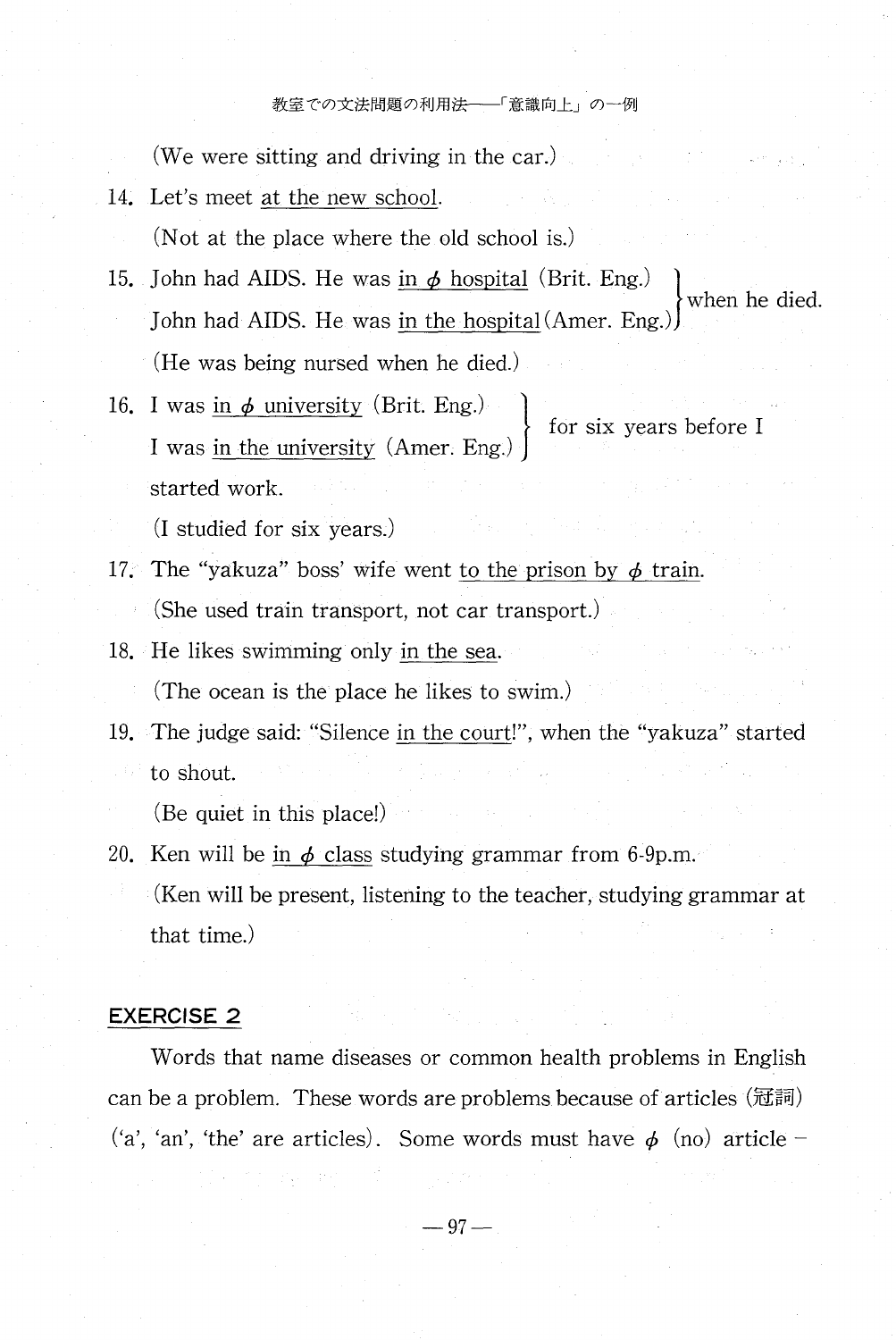(We were sitting and driving in the car.)

14. Let's meet <u>at the new school</u>.

    (Not at the place where the old school is.)

15. John had AIDS. He was <u>in ϕ hospital</u> (Brit. Eng.) } when he died.
    John had AIDS. He was <u>in the hospital</u> (Amer. Eng.) }

    (He was being nursed when he died.)

16. I was <u>in ϕ university</u> (Brit. Eng.) } for six years before I
    I was <u>in the university</u> (Amer. Eng.) }
    started work.

    (I studied for six years.)

17. The "yakuza" boss' wife went <u>to the prison by ϕ train</u>.

    (She used train transport, not car transport.)

18. He likes swimming only <u>in the sea</u>.

    (The ocean is the place he likes to swim.)

19. The judge said: "Silence <u>in the court</u>!", when the "yakuza" started to shout.

    (Be quiet in this place!)

20. Ken will be <u>in ϕ class</u> studying grammar from 6-9p.m.

    (Ken will be present, listening to the teacher, studying grammar at that time.)

## EXERCISE 2

Words that name diseases or common health problems in English can be a problem. These words are problems because of articles (冠詞) ('a', 'an', 'the' are articles). Some words must have ϕ (no) article –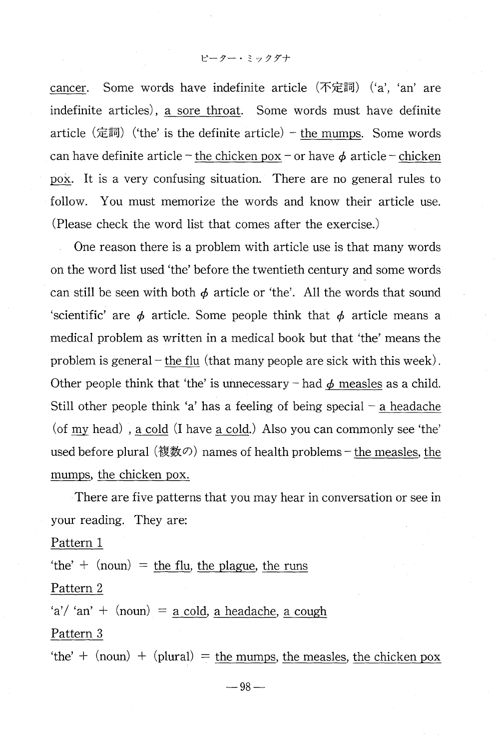cancer. Some words have indefinite article (不定詞) ('a', 'an' are indefinite articles), a sore throat. Some words must have definite article (定詞) ('the' is the definite article) – the mumps. Some words can have definite article – the chicken pox – or have $\phi$ article – chicken pox. It is a very confusing situation. There are no general rules to follow. You must memorize the words and know their article use. (Please check the word list that comes after the exercise.)

One reason there is a problem with article use is that many words on the word list used 'the' before the twentieth century and some words can still be seen with both $\phi$ article or 'the'. All the words that sound 'scientific' are $\phi$ article. Some people think that $\phi$ article means a medical problem as written in a medical book but that 'the' means the problem is general – the flu (that many people are sick with this week). Other people think that 'the' is unnecessary – had $\phi$ measles as a child. Still other people think 'a' has a feeling of being special – a headache (of my head), a cold (I have a cold.) Also you can commonly see 'the' used before plural (複数の) names of health problems – the measles, the mumps, the chicken pox.

There are five patterns that you may hear in conversation or see in your reading. They are:

Pattern 1

'the' + (noun) = the flu, the plague, the runs

Pattern 2

'a'/ 'an' + (noun) = a cold, a headache, a cough

Pattern 3

'the' + (noun) + (plural) = the mumps, the measles, the chicken pox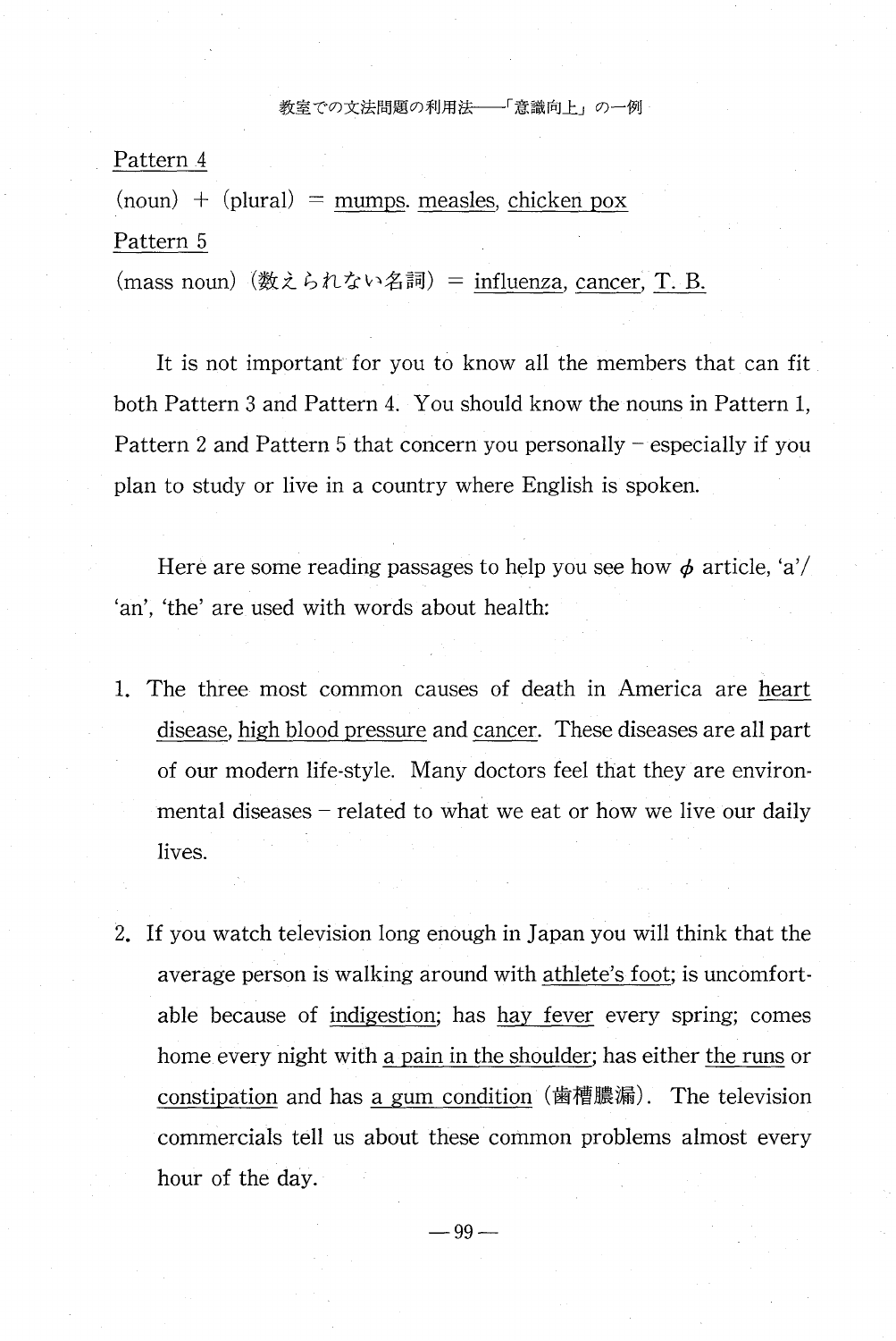Pattern 4

(noun) + (plural) = mumps. measles, chicken pox

Pattern 5

(mass noun) (数えられない名詞) = influenza, cancer, T. B.

It is not important for you to know all the members that can fit both Pattern 3 and Pattern 4. You should know the nouns in Pattern 1, Pattern 2 and Pattern 5 that concern you personally – especially if you plan to study or live in a country where English is spoken.

Here are some reading passages to help you see how $\phi$ article, 'a'/'an', 'the' are used with words about health:

1. The three most common causes of death in America are heart disease, high blood pressure and cancer. These diseases are all part of our modern life-style. Many doctors feel that they are environmental diseases – related to what we eat or how we live our daily lives.

2. If you watch television long enough in Japan you will think that the average person is walking around with athlete's foot; is uncomfortable because of indigestion; has hay fever every spring; comes home every night with a pain in the shoulder; has either the runs or constipation and has a gum condition (歯槽膿漏). The television commercials tell us about these common problems almost every hour of the day.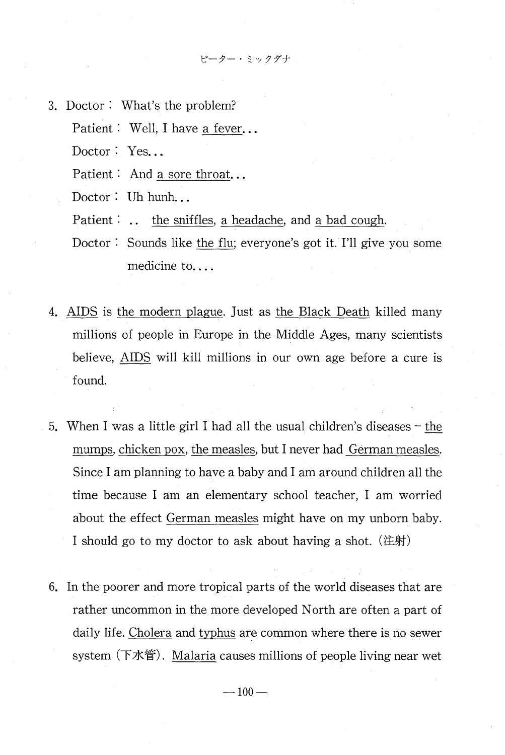3. Doctor : What's the problem?

   Patient : Well, I have <u>a fever</u>...

   Doctor : Yes...

   Patient : And <u>a sore throat</u>...

   Doctor : Uh hunh...

   Patient : .. <u>the sniffles</u>, <u>a headache</u>, and <u>a bad cough</u>.

   Doctor : Sounds like <u>the flu</u>; everyone's got it. I'll give you some medicine to....

4. <u>AIDS</u> is <u>the modern plague</u>. Just as <u>the Black Death</u> killed many millions of people in Europe in the Middle Ages, many scientists believe, <u>AIDS</u> will kill millions in our own age before a cure is found.

5. When I was a little girl I had all the usual children's diseases – <u>the mumps</u>, <u>chicken pox</u>, <u>the measles</u>, but I never had <u>German measles</u>. Since I am planning to have a baby and I am around children all the time because I am an elementary school teacher, I am worried about the effect <u>German measles</u> might have on my unborn baby. I should go to my doctor to ask about having a shot. (注射)

6. In the poorer and more tropical parts of the world diseases that are rather uncommon in the more developed North are often a part of daily life. <u>Cholera</u> and <u>typhus</u> are common where there is no sewer system (下水管). <u>Malaria</u> causes millions of people living near wet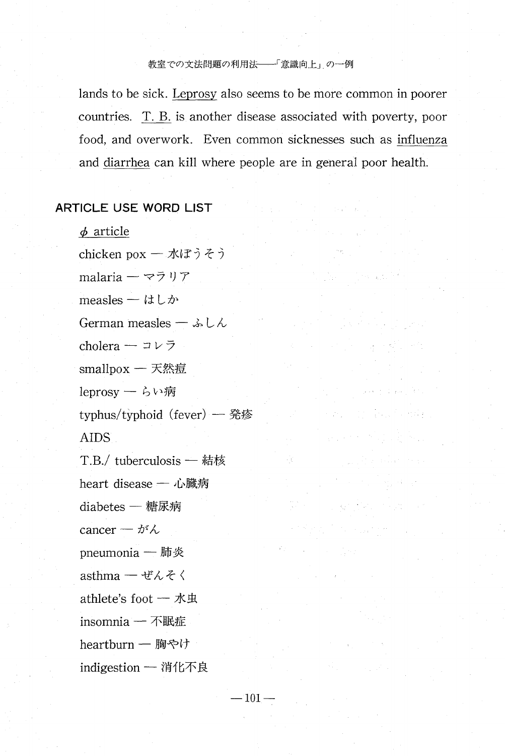lands to be sick. <u>Leprosy</u> also seems to be more common in poorer countries. <u>T. B.</u> is another disease associated with poverty, poor food, and overwork. Even common sicknesses such as <u>influenza</u> and <u>diarrhea</u> can kill where people are in general poor health.

## ARTICLE USE WORD LIST

<u>φ article</u>

chicken pox — 水ぼうそう

malaria — マラリア

measles — はしか

German measles — ふしん

cholera — コレラ

smallpox — 天然痘

leprosy — らい病

typhus/typhoid (fever) — 発疹

AIDS

T.B./ tuberculosis — 結核

heart disease — 心臓病

diabetes — 糖尿病

cancer — がん

pneumonia — 肺炎

asthma — ぜんそく

athlete's foot — 水虫

insomnia — 不眠症

heartburn — 胸やけ

indigestion — 消化不良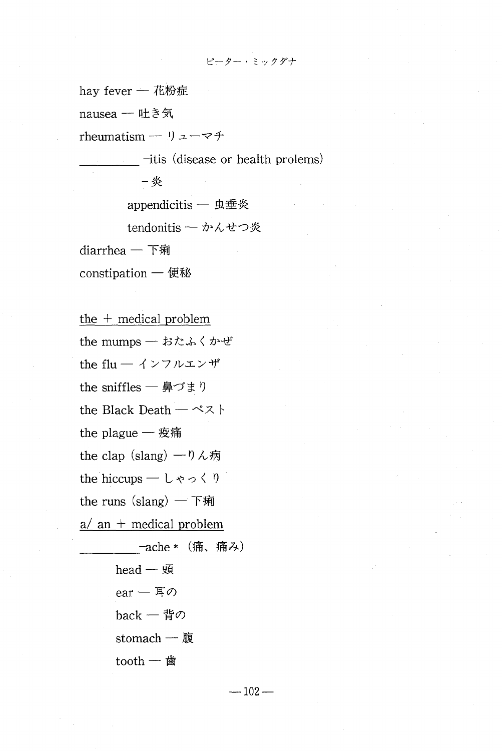hay fever — 花粉症

nausea — 吐き気

rheumatism — リューマチ

_________ -itis (disease or health prolems)

　　　　-炎

　　　　appendicitis — 虫垂炎

　　　　tendonitis — かんせつ炎

diarrhea — 下痢

constipation — 便秘

<u>the + medical problem</u>

the mumps — おたふくかぜ

the flu — インフルエンザ

the sniffles — 鼻づまり

the Black Death — ペスト

the plague — 疫痛

the clap (slang) —りん病

the hiccups — しゃっくり

the runs (slang) — 下痢

<u>a/ an + medical problem</u>

_________-ache * (痛、痛み)

　　head — 頭

　　ear — 耳の

　　back — 背の

　　stomach — 腹

　　tooth — 歯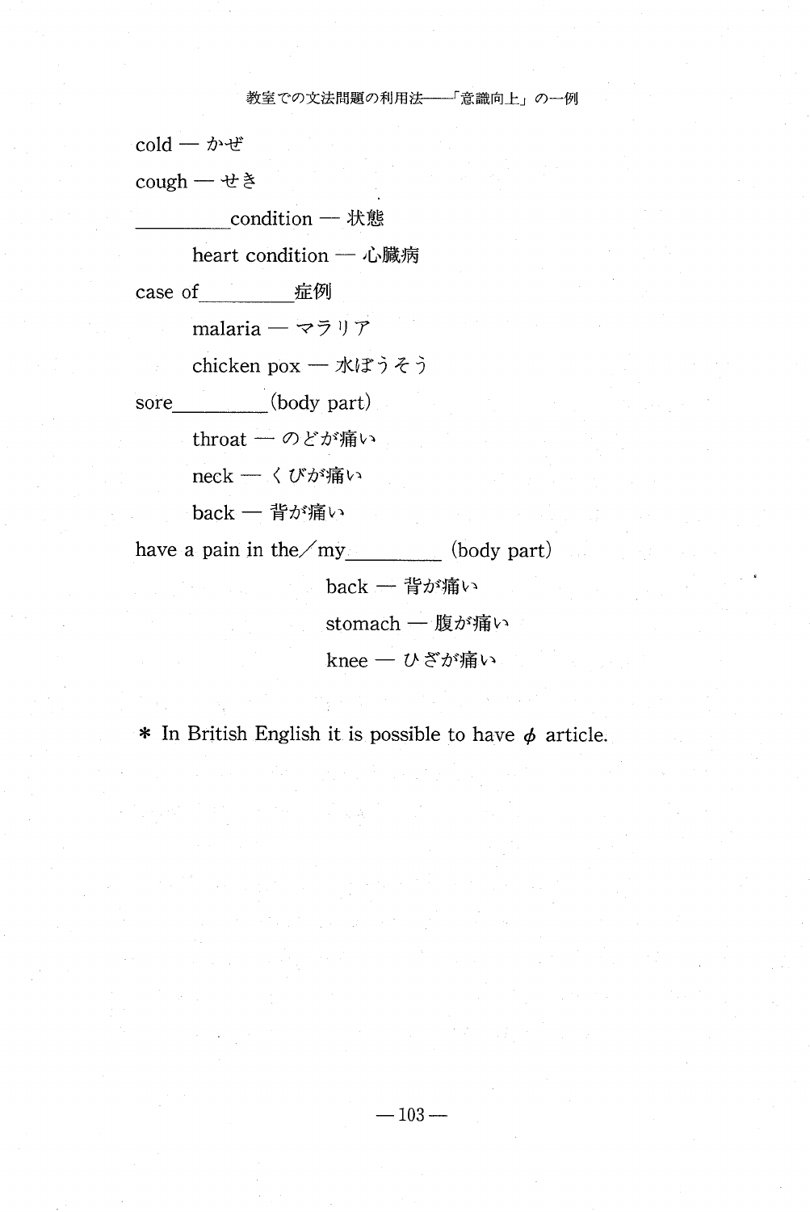cold — かぜ

cough — せき

_________condition — 状態

  heart condition — 心臓病

case of_________症例

  malaria — マラリア

  chicken pox — 水ぼうそう

sore_________(body part)

  throat — のどが痛い

  neck — くびが痛い

  back — 背が痛い

have a pain in the/my_________ (body part)

  back — 背が痛い

  stomach — 腹が痛い

  knee — ひざが痛い

* In British English it is possible to have $\phi$ article.